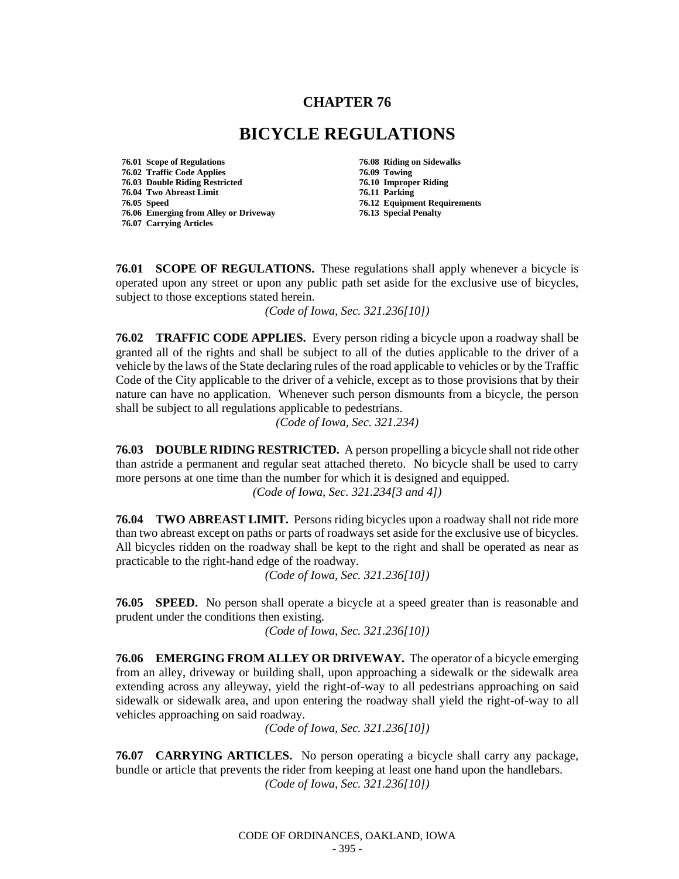# CHAPTER 76

# BICYCLE REGULATIONS

**76.01 Scope of Regulations**
**76.02 Traffic Code Applies**
**76.03 Double Riding Restricted**
**76.04 Two Abreast Limit**
**76.05 Speed**
**76.06 Emerging from Alley or Driveway**
**76.07 Carrying Articles**
**76.08 Riding on Sidewalks**
**76.09 Towing**
**76.10 Improper Riding**
**76.11 Parking**
**76.12 Equipment Requirements**
**76.13 Special Penalty**

**76.01 SCOPE OF REGULATIONS.** These regulations shall apply whenever a bicycle is operated upon any street or upon any public path set aside for the exclusive use of bicycles, subject to those exceptions stated herein.

*(Code of Iowa, Sec. 321.236[10])*

**76.02 TRAFFIC CODE APPLIES.** Every person riding a bicycle upon a roadway shall be granted all of the rights and shall be subject to all of the duties applicable to the driver of a vehicle by the laws of the State declaring rules of the road applicable to vehicles or by the Traffic Code of the City applicable to the driver of a vehicle, except as to those provisions that by their nature can have no application. Whenever such person dismounts from a bicycle, the person shall be subject to all regulations applicable to pedestrians.

*(Code of Iowa, Sec. 321.234)*

**76.03 DOUBLE RIDING RESTRICTED.** A person propelling a bicycle shall not ride other than astride a permanent and regular seat attached thereto. No bicycle shall be used to carry more persons at one time than the number for which it is designed and equipped.

*(Code of Iowa, Sec. 321.234[3 and 4])*

**76.04 TWO ABREAST LIMIT.** Persons riding bicycles upon a roadway shall not ride more than two abreast except on paths or parts of roadways set aside for the exclusive use of bicycles. All bicycles ridden on the roadway shall be kept to the right and shall be operated as near as practicable to the right-hand edge of the roadway.

*(Code of Iowa, Sec. 321.236[10])*

**76.05 SPEED.** No person shall operate a bicycle at a speed greater than is reasonable and prudent under the conditions then existing.

*(Code of Iowa, Sec. 321.236[10])*

**76.06 EMERGING FROM ALLEY OR DRIVEWAY.** The operator of a bicycle emerging from an alley, driveway or building shall, upon approaching a sidewalk or the sidewalk area extending across any alleyway, yield the right-of-way to all pedestrians approaching on said sidewalk or sidewalk area, and upon entering the roadway shall yield the right-of-way to all vehicles approaching on said roadway.

*(Code of Iowa, Sec. 321.236[10])*

**76.07 CARRYING ARTICLES.** No person operating a bicycle shall carry any package, bundle or article that prevents the rider from keeping at least one hand upon the handlebars.

*(Code of Iowa, Sec. 321.236[10])*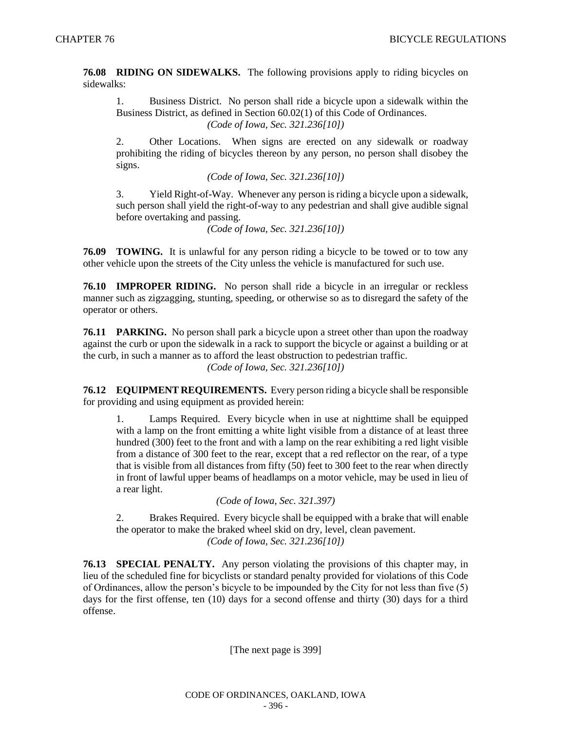**76.08 RIDING ON SIDEWALKS.** The following provisions apply to riding bicycles on sidewalks:

1. Business District. No person shall ride a bicycle upon a sidewalk within the Business District, as defined in Section 60.02(1) of this Code of Ordinances.

*(Code of Iowa, Sec. 321.236[10])*

2. Other Locations. When signs are erected on any sidewalk or roadway prohibiting the riding of bicycles thereon by any person, no person shall disobey the signs.

*(Code of Iowa, Sec. 321.236[10])*

3. Yield Right-of-Way. Whenever any person is riding a bicycle upon a sidewalk, such person shall yield the right-of-way to any pedestrian and shall give audible signal before overtaking and passing.

*(Code of Iowa, Sec. 321.236[10])*

**76.09 TOWING.** It is unlawful for any person riding a bicycle to be towed or to tow any other vehicle upon the streets of the City unless the vehicle is manufactured for such use.

**76.10 IMPROPER RIDING.** No person shall ride a bicycle in an irregular or reckless manner such as zigzagging, stunting, speeding, or otherwise so as to disregard the safety of the operator or others.

**76.11 PARKING.** No person shall park a bicycle upon a street other than upon the roadway against the curb or upon the sidewalk in a rack to support the bicycle or against a building or at the curb, in such a manner as to afford the least obstruction to pedestrian traffic.

*(Code of Iowa, Sec. 321.236[10])*

**76.12 EQUIPMENT REQUIREMENTS.** Every person riding a bicycle shall be responsible for providing and using equipment as provided herein:

1. Lamps Required. Every bicycle when in use at nighttime shall be equipped with a lamp on the front emitting a white light visible from a distance of at least three hundred (300) feet to the front and with a lamp on the rear exhibiting a red light visible from a distance of 300 feet to the rear, except that a red reflector on the rear, of a type that is visible from all distances from fifty (50) feet to 300 feet to the rear when directly in front of lawful upper beams of headlamps on a motor vehicle, may be used in lieu of a rear light.

*(Code of Iowa, Sec. 321.397)*

2. Brakes Required. Every bicycle shall be equipped with a brake that will enable the operator to make the braked wheel skid on dry, level, clean pavement.

*(Code of Iowa, Sec. 321.236[10])*

**76.13 SPECIAL PENALTY.** Any person violating the provisions of this chapter may, in lieu of the scheduled fine for bicyclists or standard penalty provided for violations of this Code of Ordinances, allow the person's bicycle to be impounded by the City for not less than five (5) days for the first offense, ten (10) days for a second offense and thirty (30) days for a third offense.

[The next page is 399]